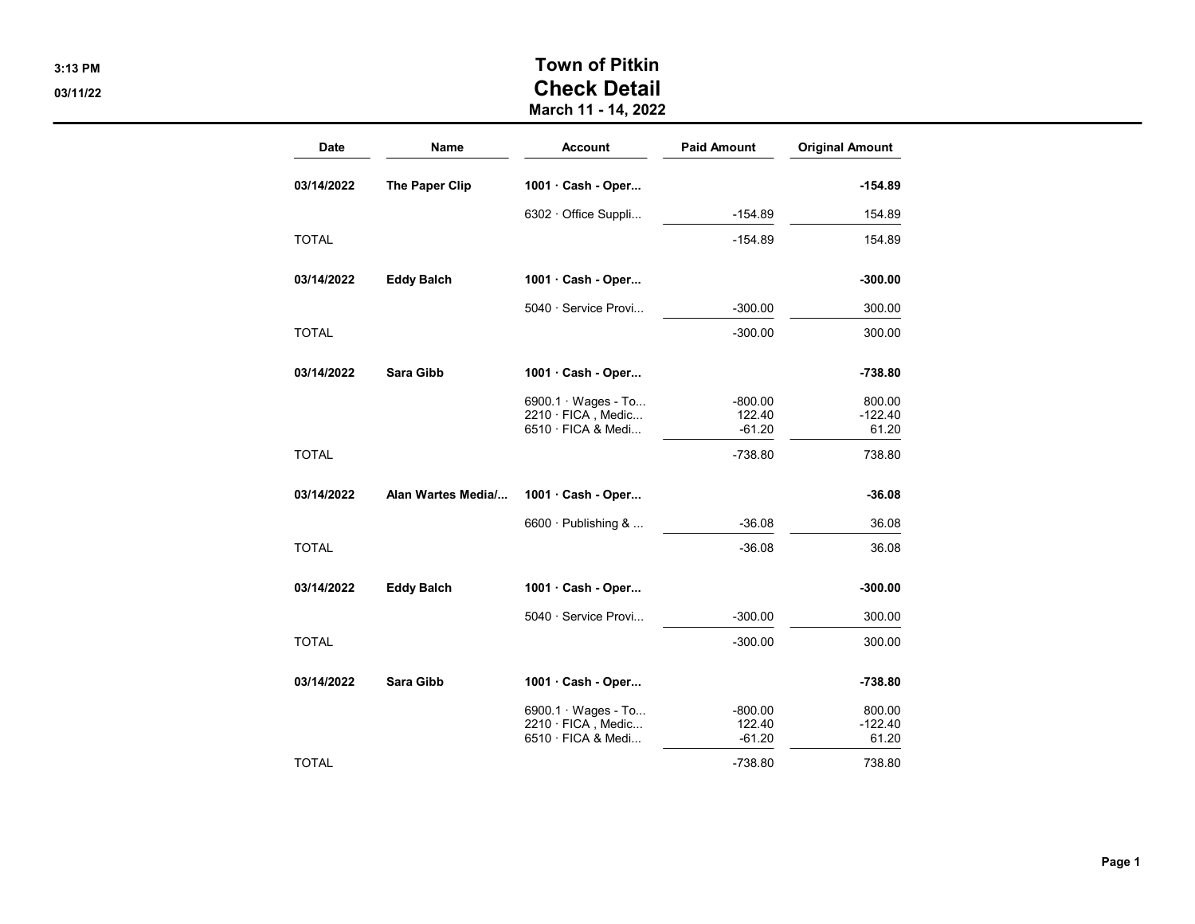# Town of Pitkin
## Check Detail
### March 11 - 14, 2022

| Date | Name | Account | Paid Amount | Original Amount |
|---|---|---|---|---|
| **03/14/2022** | **The Paper Clip** | **1001 · Cash - Oper...** | | **-154.89** |
| | | 6302 · Office Suppli... | -154.89 | 154.89 |
| TOTAL | | | -154.89 | 154.89 |
| **03/14/2022** | **Eddy Balch** | **1001 · Cash - Oper...** | | **-300.00** |
| | | 5040 · Service Provi... | -300.00 | 300.00 |
| TOTAL | | | -300.00 | 300.00 |
| **03/14/2022** | **Sara Gibb** | **1001 · Cash - Oper...** | | **-738.80** |
| | | 6900.1 · Wages - To... | -800.00 | 800.00 |
| | | 2210 · FICA , Medic... | 122.40 | -122.40 |
| | | 6510 · FICA & Medi... | -61.20 | 61.20 |
| TOTAL | | | -738.80 | 738.80 |
| **03/14/2022** | **Alan Wartes Media/...** | **1001 · Cash - Oper...** | | **-36.08** |
| | | 6600 · Publishing & ... | -36.08 | 36.08 |
| TOTAL | | | -36.08 | 36.08 |
| **03/14/2022** | **Eddy Balch** | **1001 · Cash - Oper...** | | **-300.00** |
| | | 5040 · Service Provi... | -300.00 | 300.00 |
| TOTAL | | | -300.00 | 300.00 |
| **03/14/2022** | **Sara Gibb** | **1001 · Cash - Oper...** | | **-738.80** |
| | | 6900.1 · Wages - To... | -800.00 | 800.00 |
| | | 2210 · FICA , Medic... | 122.40 | -122.40 |
| | | 6510 · FICA & Medi... | -61.20 | 61.20 |
| TOTAL | | | -738.80 | 738.80 |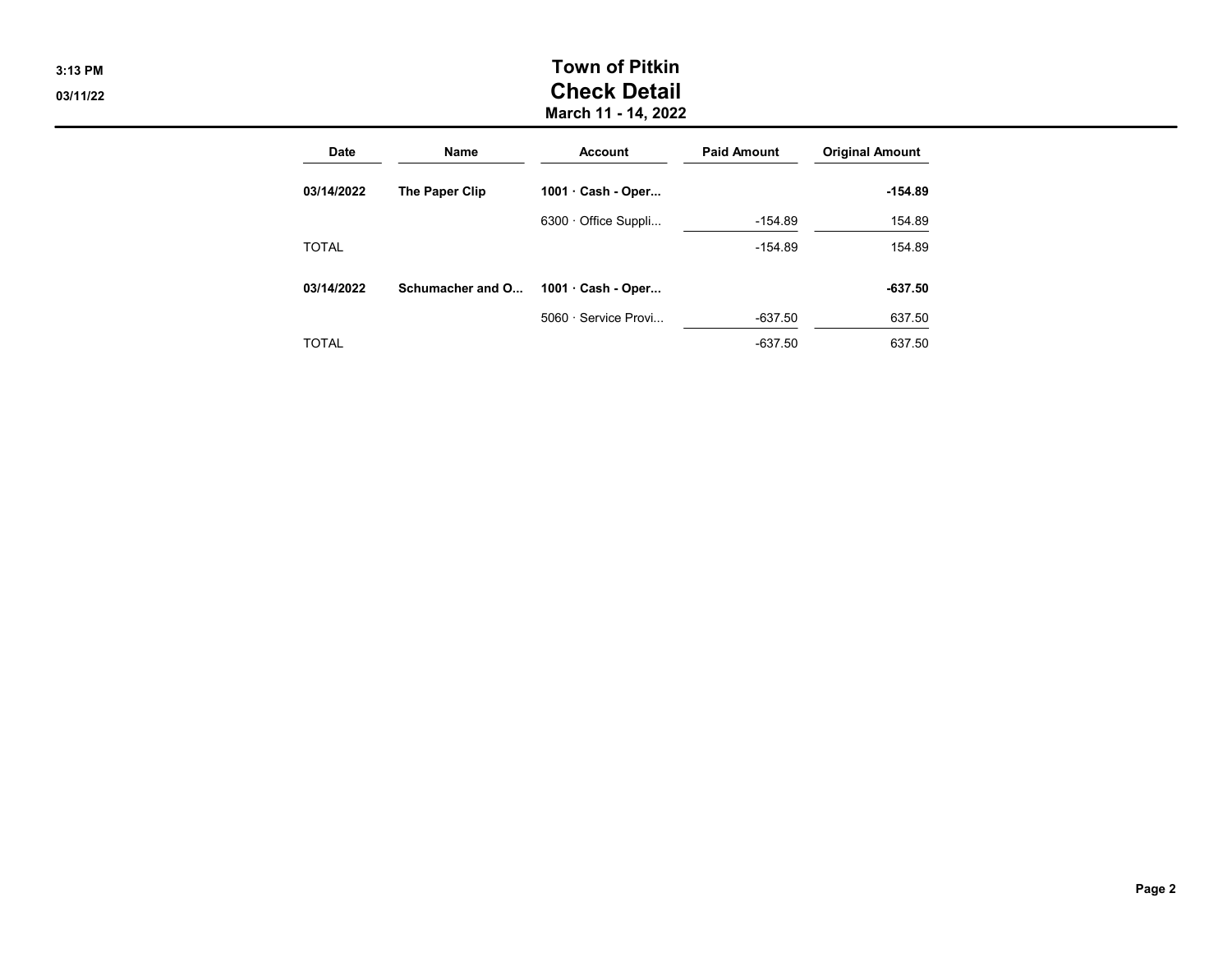# Town of Pitkin

## Check Detail

### March 11 - 14, 2022

| Date | Name | Account | Paid Amount | Original Amount |
|---|---|---|---|---|
| **03/14/2022** | **The Paper Clip** | **1001 · Cash - Oper...** | | **-154.89** |
| | | 6300 · Office Suppli... | -154.89 | 154.89 |
| TOTAL | | | -154.89 | 154.89 |
| **03/14/2022** | **Schumacher and O...** | **1001 · Cash - Oper...** | | **-637.50** |
| | | 5060 · Service Provi... | -637.50 | 637.50 |
| TOTAL | | | -637.50 | 637.50 |